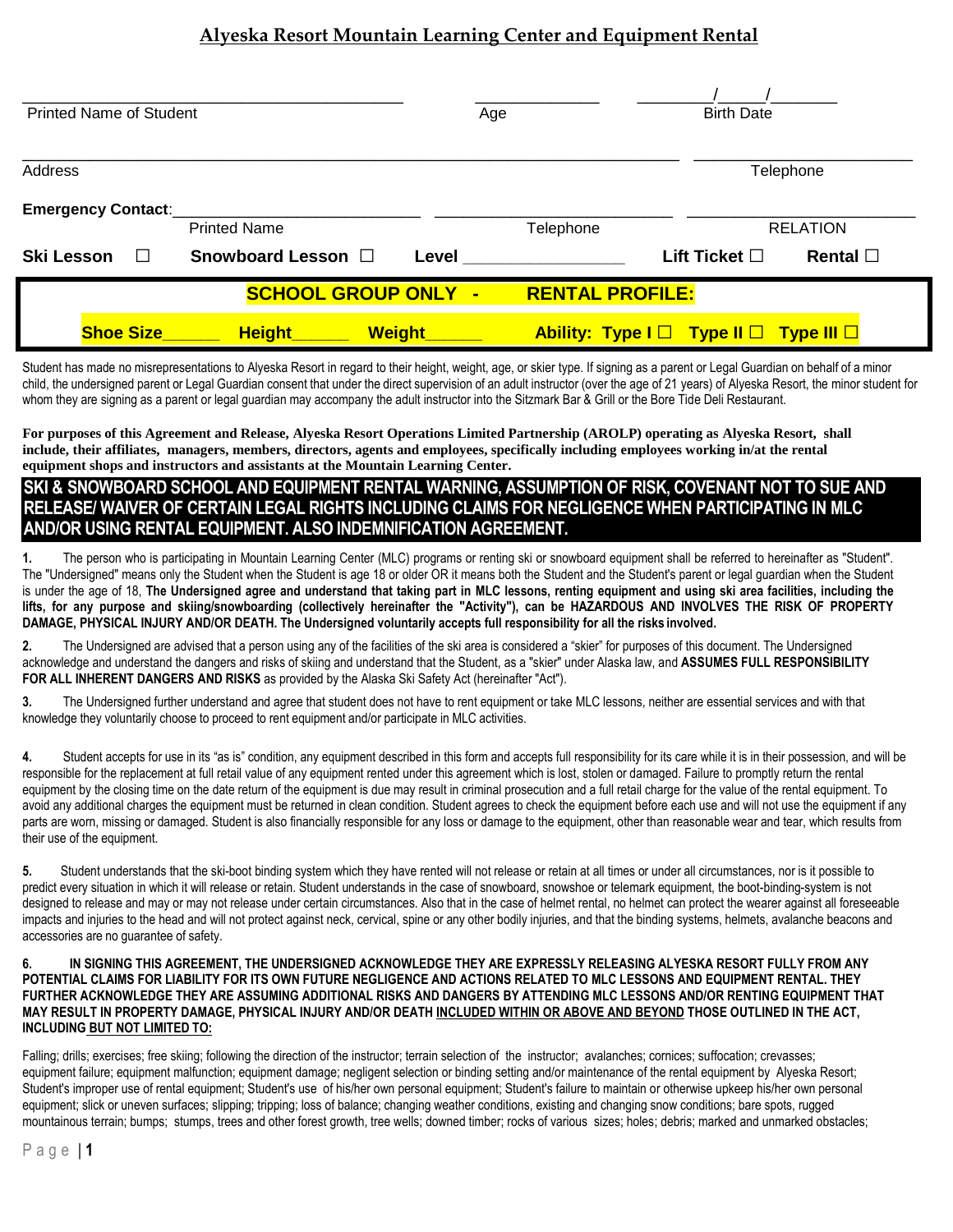# Alyeska Resort Mountain Learning Center and Equipment Rental

______________________________ Printed Name of Student &nbsp;&nbsp; __________ Age &nbsp;&nbsp; ____/____/______ Birth Date

______________________________ Address &nbsp;&nbsp; ______________ Telephone

**Emergency Contact**: ______________ Printed Name &nbsp;&nbsp; ______________ Telephone &nbsp;&nbsp; ______________ RELATION

**Ski Lesson** ☐ &nbsp;&nbsp; **Snowboard Lesson** ☐ &nbsp;&nbsp; **Level** ____________ &nbsp;&nbsp; **Lift Ticket** ☐ &nbsp;&nbsp; **Rental** ☐

**SCHOOL GROUP ONLY - RENTAL PROFILE:**

**Shoe Size**______ **Height**______ **Weight**______ **Ability: Type I** ☐ **Type II** ☐ **Type III** ☐

Student has made no misrepresentations to Alyeska Resort in regard to their height, weight, age, or skier type. If signing as a parent or Legal Guardian on behalf of a minor child, the undersigned parent or Legal Guardian consent that under the direct supervision of an adult instructor (over the age of 21 years) of Alyeska Resort, the minor student for whom they are signing as a parent or legal guardian may accompany the adult instructor into the Sitzmark Bar & Grill or the Bore Tide Deli Restaurant.

**For purposes of this Agreement and Release, Alyeska Resort Operations Limited Partnership (AROLP) operating as Alyeska Resort, shall include, their affiliates, managers, members, directors, agents and employees, specifically including employees working in/at the rental equipment shops and instructors and assistants at the Mountain Learning Center.**

## SKI & SNOWBOARD SCHOOL AND EQUIPMENT RENTAL WARNING, ASSUMPTION OF RISK, COVENANT NOT TO SUE AND RELEASE/ WAIVER OF CERTAIN LEGAL RIGHTS INCLUDING CLAIMS FOR NEGLIGENCE WHEN PARTICIPATING IN MLC AND/OR USING RENTAL EQUIPMENT. ALSO INDEMNIFICATION AGREEMENT.

**1.** The person who is participating in Mountain Learning Center (MLC) programs or renting ski or snowboard equipment shall be referred to hereinafter as "Student". The "Undersigned" means only the Student when the Student is age 18 or older OR it means both the Student and the Student's parent or legal guardian when the Student is under the age of 18, **The Undersigned agree and understand that taking part in MLC lessons, renting equipment and using ski area facilities, including the lifts, for any purpose and skiing/snowboarding (collectively hereinafter the "Activity"), can be HAZARDOUS AND INVOLVES THE RISK OF PROPERTY DAMAGE, PHYSICAL INJURY AND/OR DEATH. The Undersigned voluntarily accepts full responsibility for all the risks involved.**

**2.** The Undersigned are advised that a person using any of the facilities of the ski area is considered a "skier" for purposes of this document. The Undersigned acknowledge and understand the dangers and risks of skiing and understand that the Student, as a "skier" under Alaska law, and **ASSUMES FULL RESPONSIBILITY FOR ALL INHERENT DANGERS AND RISKS** as provided by the Alaska Ski Safety Act (hereinafter "Act").

**3.** The Undersigned further understand and agree that student does not have to rent equipment or take MLC lessons, neither are essential services and with that knowledge they voluntarily choose to proceed to rent equipment and/or participate in MLC activities.

**4.** Student accepts for use in its "as is" condition, any equipment described in this form and accepts full responsibility for its care while it is in their possession, and will be responsible for the replacement at full retail value of any equipment rented under this agreement which is lost, stolen or damaged. Failure to promptly return the rental equipment by the closing time on the date return of the equipment is due may result in criminal prosecution and a full retail charge for the value of the rental equipment. To avoid any additional charges the equipment must be returned in clean condition. Student agrees to check the equipment before each use and will not use the equipment if any parts are worn, missing or damaged. Student is also financially responsible for any loss or damage to the equipment, other than reasonable wear and tear, which results from their use of the equipment.

**5.** Student understands that the ski-boot binding system which they have rented will not release or retain at all times or under all circumstances, nor is it possible to predict every situation in which it will release or retain. Student understands in the case of snowboard, snowshoe or telemark equipment, the boot-binding-system is not designed to release and may or may not release under certain circumstances. Also that in the case of helmet rental, no helmet can protect the wearer against all foreseeable impacts and injuries to the head and will not protect against neck, cervical, spine or any other bodily injuries, and that the binding systems, helmets, avalanche beacons and accessories are no guarantee of safety.

**6. IN SIGNING THIS AGREEMENT, THE UNDERSIGNED ACKNOWLEDGE THEY ARE EXPRESSLY RELEASING ALYESKA RESORT FULLY FROM ANY POTENTIAL CLAIMS FOR LIABILITY FOR ITS OWN FUTURE NEGLIGENCE AND ACTIONS RELATED TO MLC LESSONS AND EQUIPMENT RENTAL. THEY FURTHER ACKNOWLEDGE THEY ARE ASSUMING ADDITIONAL RISKS AND DANGERS BY ATTENDING MLC LESSONS AND/OR RENTING EQUIPMENT THAT MAY RESULT IN PROPERTY DAMAGE, PHYSICAL INJURY AND/OR DEATH <u>INCLUDED WITHIN OR ABOVE AND BEYOND</u> THOSE OUTLINED IN THE ACT, INCLUDING <u>BUT NOT LIMITED TO:</u>**

Falling; drills; exercises; free skiing; following the direction of the instructor; terrain selection of the instructor; avalanches; cornices; suffocation; crevasses; equipment failure; equipment malfunction; equipment damage; negligent selection or binding setting and/or maintenance of the rental equipment by Alyeska Resort; Student's improper use of rental equipment; Student's use of his/her own personal equipment; Student's failure to maintain or otherwise upkeep his/her own personal equipment; slick or uneven surfaces; slipping; tripping; loss of balance; changing weather conditions, existing and changing snow conditions; bare spots, rugged mountainous terrain; bumps; stumps, trees and other forest growth, tree wells; downed timber; rocks of various sizes; holes; debris; marked and unmarked obstacles;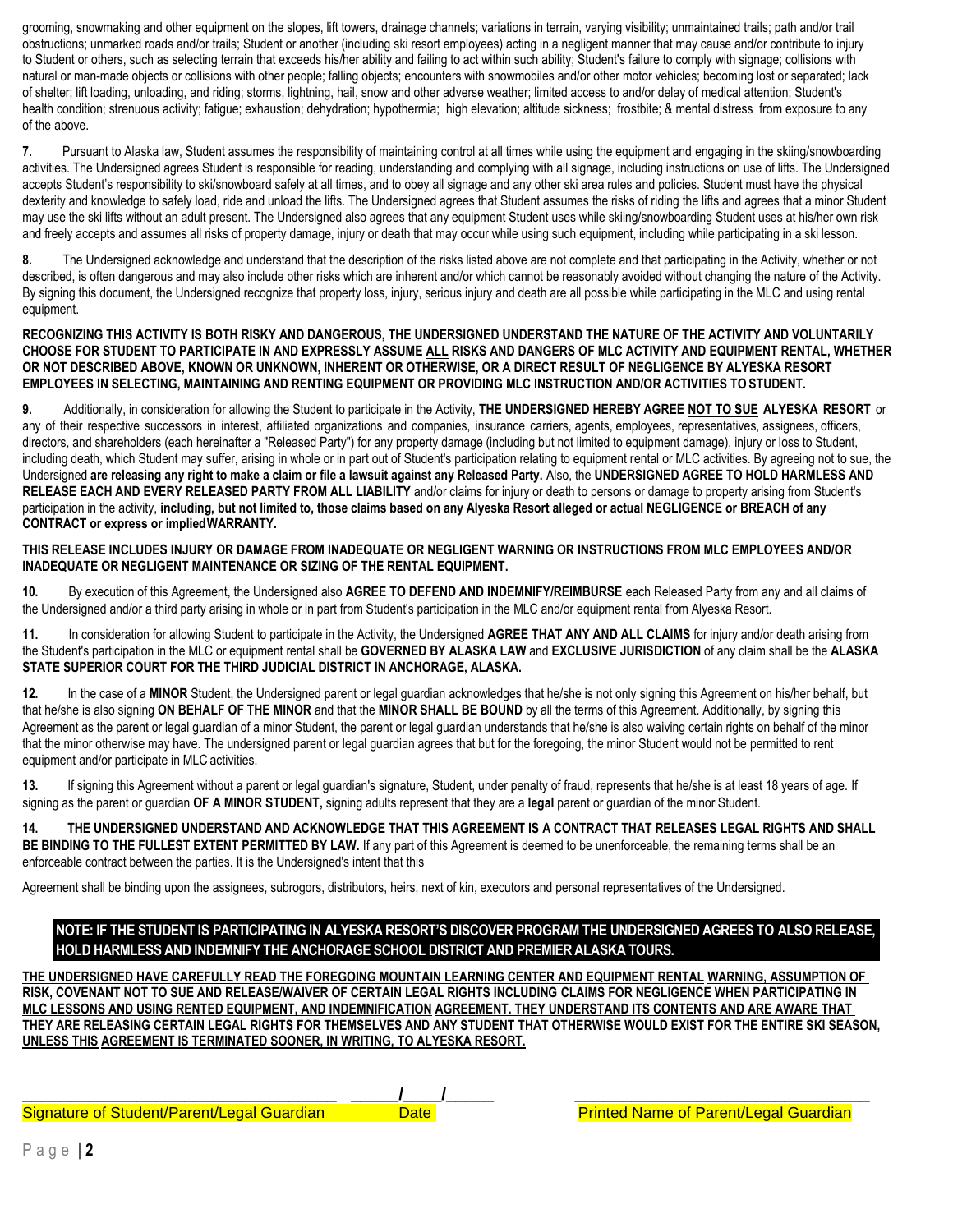grooming, snowmaking and other equipment on the slopes, lift towers, drainage channels; variations in terrain, varying visibility; unmaintained trails; path and/or trail obstructions; unmarked roads and/or trails; Student or another (including ski resort employees) acting in a negligent manner that may cause and/or contribute to injury to Student or others, such as selecting terrain that exceeds his/her ability and failing to act within such ability; Student's failure to comply with signage; collisions with natural or man-made objects or collisions with other people; falling objects; encounters with snowmobiles and/or other motor vehicles; becoming lost or separated; lack of shelter; lift loading, unloading, and riding; storms, lightning, hail, snow and other adverse weather; limited access to and/or delay of medical attention; Student's health condition; strenuous activity; fatigue; exhaustion; dehydration; hypothermia; high elevation; altitude sickness; frostbite; & mental distress from exposure to any of the above.

**7.** Pursuant to Alaska law, Student assumes the responsibility of maintaining control at all times while using the equipment and engaging in the skiing/snowboarding activities. The Undersigned agrees Student is responsible for reading, understanding and complying with all signage, including instructions on use of lifts. The Undersigned accepts Student's responsibility to ski/snowboard safely at all times, and to obey all signage and any other ski area rules and policies. Student must have the physical dexterity and knowledge to safely load, ride and unload the lifts. The Undersigned agrees that Student assumes the risks of riding the lifts and agrees that a minor Student may use the ski lifts without an adult present. The Undersigned also agrees that any equipment Student uses while skiing/snowboarding Student uses at his/her own risk and freely accepts and assumes all risks of property damage, injury or death that may occur while using such equipment, including while participating in a ski lesson.

**8.** The Undersigned acknowledge and understand that the description of the risks listed above are not complete and that participating in the Activity, whether or not described, is often dangerous and may also include other risks which are inherent and/or which cannot be reasonably avoided without changing the nature of the Activity. By signing this document, the Undersigned recognize that property loss, injury, serious injury and death are all possible while participating in the MLC and using rental equipment.

**RECOGNIZING THIS ACTIVITY IS BOTH RISKY AND DANGEROUS, THE UNDERSIGNED UNDERSTAND THE NATURE OF THE ACTIVITY AND VOLUNTARILY CHOOSE FOR STUDENT TO PARTICIPATE IN AND EXPRESSLY ASSUME ALL RISKS AND DANGERS OF MLC ACTIVITY AND EQUIPMENT RENTAL, WHETHER OR NOT DESCRIBED ABOVE, KNOWN OR UNKNOWN, INHERENT OR OTHERWISE, OR A DIRECT RESULT OF NEGLIGENCE BY ALYESKA RESORT EMPLOYEES IN SELECTING, MAINTAINING AND RENTING EQUIPMENT OR PROVIDING MLC INSTRUCTION AND/OR ACTIVITIES TO STUDENT.**

**9.** Additionally, in consideration for allowing the Student to participate in the Activity, **THE UNDERSIGNED HEREBY AGREE NOT TO SUE ALYESKA RESORT** or any of their respective successors in interest, affiliated organizations and companies, insurance carriers, agents, employees, representatives, assignees, officers, directors, and shareholders (each hereinafter a "Released Party") for any property damage (including but not limited to equipment damage), injury or loss to Student, including death, which Student may suffer, arising in whole or in part out of Student's participation relating to equipment rental or MLC activities. By agreeing not to sue, the Undersigned **are releasing any right to make a claim or file a lawsuit against any Released Party.** Also, the **UNDERSIGNED AGREE TO HOLD HARMLESS AND RELEASE EACH AND EVERY RELEASED PARTY FROM ALL LIABILITY** and/or claims for injury or death to persons or damage to property arising from Student's participation in the activity, **including, but not limited to, those claims based on any Alyeska Resort alleged or actual NEGLIGENCE or BREACH of any CONTRACT or express or implied WARRANTY.**

**THIS RELEASE INCLUDES INJURY OR DAMAGE FROM INADEQUATE OR NEGLIGENT WARNING OR INSTRUCTIONS FROM MLC EMPLOYEES AND/OR INADEQUATE OR NEGLIGENT MAINTENANCE OR SIZING OF THE RENTAL EQUIPMENT.**

**10.** By execution of this Agreement, the Undersigned also **AGREE TO DEFEND AND INDEMNIFY/REIMBURSE** each Released Party from any and all claims of the Undersigned and/or a third party arising in whole or in part from Student's participation in the MLC and/or equipment rental from Alyeska Resort.

**11.** In consideration for allowing Student to participate in the Activity, the Undersigned **AGREE THAT ANY AND ALL CLAIMS** for injury and/or death arising from the Student's participation in the MLC or equipment rental shall be **GOVERNED BY ALASKA LAW** and **EXCLUSIVE JURISDICTION** of any claim shall be the **ALASKA STATE SUPERIOR COURT FOR THE THIRD JUDICIAL DISTRICT IN ANCHORAGE, ALASKA.**

**12.** In the case of a **MINOR** Student, the Undersigned parent or legal guardian acknowledges that he/she is not only signing this Agreement on his/her behalf, but that he/she is also signing **ON BEHALF OF THE MINOR** and that the **MINOR SHALL BE BOUND** by all the terms of this Agreement. Additionally, by signing this Agreement as the parent or legal guardian of a minor Student, the parent or legal guardian understands that he/she is also waiving certain rights on behalf of the minor that the minor otherwise may have. The undersigned parent or legal guardian agrees that but for the foregoing, the minor Student would not be permitted to rent equipment and/or participate in MLC activities.

**13.** If signing this Agreement without a parent or legal guardian's signature, Student, under penalty of fraud, represents that he/she is at least 18 years of age. If signing as the parent or guardian **OF A MINOR STUDENT,** signing adults represent that they are a **legal** parent or guardian of the minor Student.

**14. THE UNDERSIGNED UNDERSTAND AND ACKNOWLEDGE THAT THIS AGREEMENT IS A CONTRACT THAT RELEASES LEGAL RIGHTS AND SHALL BE BINDING TO THE FULLEST EXTENT PERMITTED BY LAW.** If any part of this Agreement is deemed to be unenforceable, the remaining terms shall be an enforceable contract between the parties. It is the Undersigned's intent that this

Agreement shall be binding upon the assignees, subrogors, distributors, heirs, next of kin, executors and personal representatives of the Undersigned.

**NOTE: IF THE STUDENT IS PARTICIPATING IN ALYESKA RESORT'S DISCOVER PROGRAM THE UNDERSIGNED AGREES TO ALSO RELEASE, HOLD HARMLESS AND INDEMNIFY THE ANCHORAGE SCHOOL DISTRICT AND PREMIER ALASKA TOURS.**

**THE UNDERSIGNED HAVE CAREFULLY READ THE FOREGOING MOUNTAIN LEARNING CENTER AND EQUIPMENT RENTAL WARNING, ASSUMPTION OF RISK, COVENANT NOT TO SUE AND RELEASE/WAIVER OF CERTAIN LEGAL RIGHTS INCLUDING CLAIMS FOR NEGLIGENCE WHEN PARTICIPATING IN MLC LESSONS AND USING RENTED EQUIPMENT, AND INDEMNIFICATION AGREEMENT. THEY UNDERSTAND ITS CONTENTS AND ARE AWARE THAT THEY ARE RELEASING CERTAIN LEGAL RIGHTS FOR THEMSELVES AND ANY STUDENT THAT OTHERWISE WOULD EXIST FOR THE ENTIRE SKI SEASON, UNLESS THIS AGREEMENT IS TERMINATED SOONER, IN WRITING, TO ALYESKA RESORT.**

_________________________________ _____/____/_____ _________________________________

Signature of Student/Parent/Legal Guardian Date Printed Name of Parent/Legal Guardian